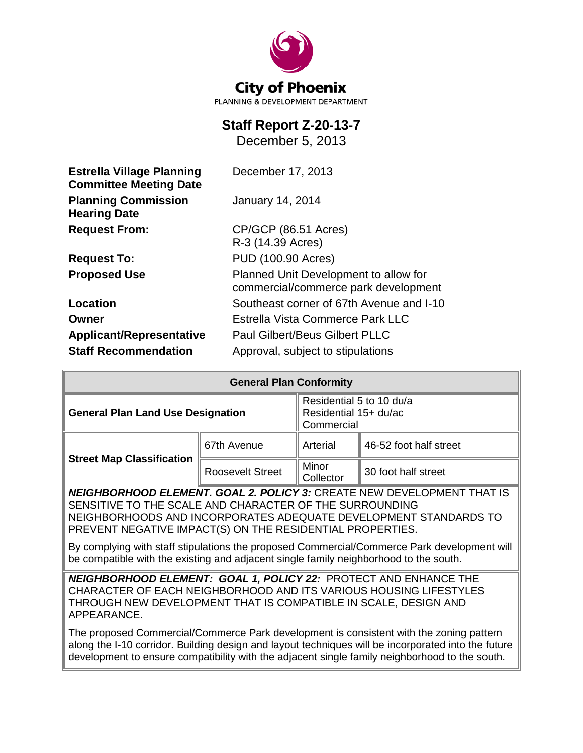City of Phoenix

PLANNING & DEVELOPMENT DEPARTMENT

# Staff Report Z-20-13-7

December 5, 2013

| | |
|---|---|
| **Estrella Village Planning Committee Meeting Date** | December 17, 2013 |
| **Planning Commission Hearing Date** | January 14, 2014 |
| **Request From:** | CP/GCP (86.51 Acres)<br>R-3 (14.39 Acres) |
| **Request To:** | PUD (100.90 Acres) |
| **Proposed Use** | Planned Unit Development to allow for commercial/commerce park development |
| **Location** | Southeast corner of 67th Avenue and I-10 |
| **Owner** | Estrella Vista Commerce Park LLC |
| **Applicant/Representative** | Paul Gilbert/Beus Gilbert PLLC |
| **Staff Recommendation** | Approval, subject to stipulations |

| **General Plan Conformity** | | | |
|---|---|---|---|
| **General Plan Land Use Designation** | | Residential 5 to 10 du/a<br>Residential 15+ du/ac<br>Commercial | |
| **Street Map Classification** | 67th Avenue | Arterial | 46-52 foot half street |
| | Roosevelt Street | Minor Collector | 30 foot half street |

***NEIGHBORHOOD ELEMENT. GOAL 2. POLICY 3:*** CREATE NEW DEVELOPMENT THAT IS SENSITIVE TO THE SCALE AND CHARACTER OF THE SURROUNDING NEIGHBORHOODS AND INCORPORATES ADEQUATE DEVELOPMENT STANDARDS TO PREVENT NEGATIVE IMPACT(S) ON THE RESIDENTIAL PROPERTIES.

By complying with staff stipulations the proposed Commercial/Commerce Park development will be compatible with the existing and adjacent single family neighborhood to the south.

***NEIGHBORHOOD ELEMENT: GOAL 1, POLICY 22:*** PROTECT AND ENHANCE THE CHARACTER OF EACH NEIGHBORHOOD AND ITS VARIOUS HOUSING LIFESTYLES THROUGH NEW DEVELOPMENT THAT IS COMPATIBLE IN SCALE, DESIGN AND APPEARANCE.

The proposed Commercial/Commerce Park development is consistent with the zoning pattern along the I-10 corridor. Building design and layout techniques will be incorporated into the future development to ensure compatibility with the adjacent single family neighborhood to the south.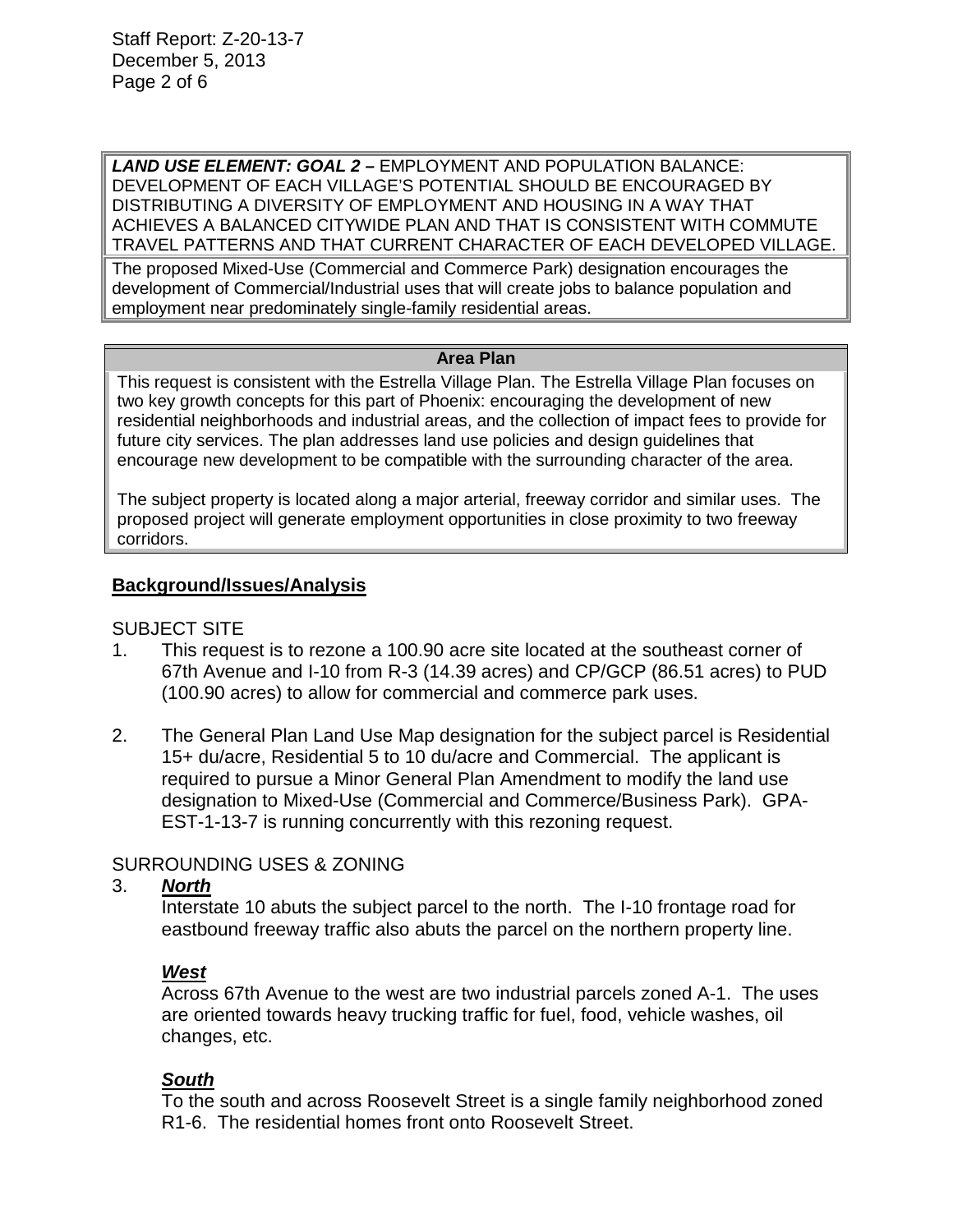| **_LAND USE ELEMENT: GOAL 2 –_** EMPLOYMENT AND POPULATION BALANCE: DEVELOPMENT OF EACH VILLAGE'S POTENTIAL SHOULD BE ENCOURAGED BY DISTRIBUTING A DIVERSITY OF EMPLOYMENT AND HOUSING IN A WAY THAT ACHIEVES A BALANCED CITYWIDE PLAN AND THAT IS CONSISTENT WITH COMMUTE TRAVEL PATTERNS AND THAT CURRENT CHARACTER OF EACH DEVELOPED VILLAGE. |
| --- |
| The proposed Mixed-Use (Commercial and Commerce Park) designation encourages the development of Commercial/Industrial uses that will create jobs to balance population and employment near predominately single-family residential areas. |

| **Area Plan** |
| --- |
| This request is consistent with the Estrella Village Plan. The Estrella Village Plan focuses on two key growth concepts for this part of Phoenix: encouraging the development of new residential neighborhoods and industrial areas, and the collection of impact fees to provide for future city services. The plan addresses land use policies and design guidelines that encourage new development to be compatible with the surrounding character of the area.<br><br>The subject property is located along a major arterial, freeway corridor and similar uses. The proposed project will generate employment opportunities in close proximity to two freeway corridors. |

## **Background/Issues/Analysis**

SUBJECT SITE

1. This request is to rezone a 100.90 acre site located at the southeast corner of 67th Avenue and I-10 from R-3 (14.39 acres) and CP/GCP (86.51 acres) to PUD (100.90 acres) to allow for commercial and commerce park uses.

2. The General Plan Land Use Map designation for the subject parcel is Residential 15+ du/acre, Residential 5 to 10 du/acre and Commercial. The applicant is required to pursue a Minor General Plan Amendment to modify the land use designation to Mixed-Use (Commercial and Commerce/Business Park). GPA-EST-1-13-7 is running concurrently with this rezoning request.

SURROUNDING USES & ZONING

3. ***North***

   Interstate 10 abuts the subject parcel to the north. The I-10 frontage road for eastbound freeway traffic also abuts the parcel on the northern property line.

   ***West***

   Across 67th Avenue to the west are two industrial parcels zoned A-1. The uses are oriented towards heavy trucking traffic for fuel, food, vehicle washes, oil changes, etc.

   ***South***

   To the south and across Roosevelt Street is a single family neighborhood zoned R1-6. The residential homes front onto Roosevelt Street.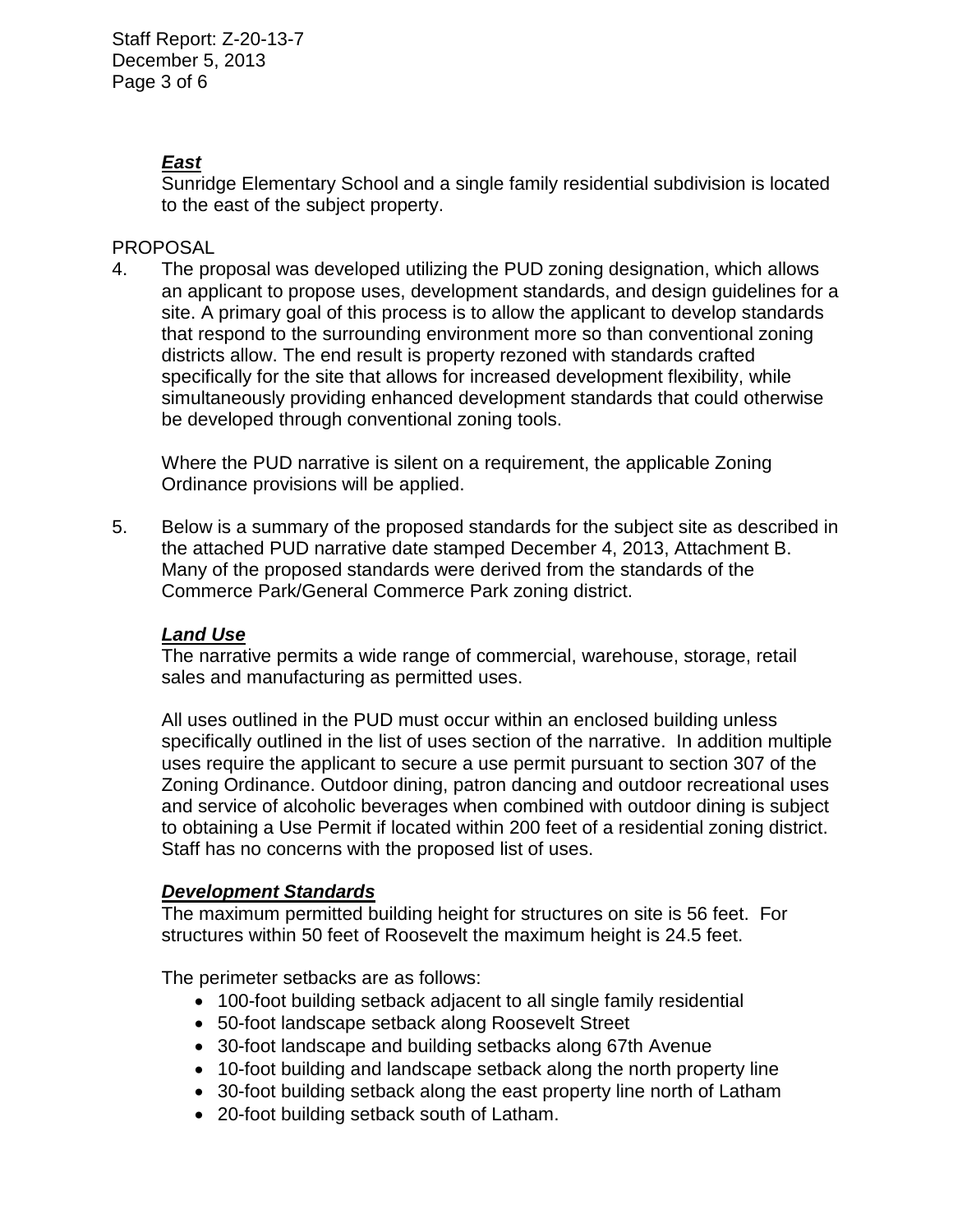***East***

Sunridge Elementary School and a single family residential subdivision is located to the east of the subject property.

PROPOSAL

4. The proposal was developed utilizing the PUD zoning designation, which allows an applicant to propose uses, development standards, and design guidelines for a site. A primary goal of this process is to allow the applicant to develop standards that respond to the surrounding environment more so than conventional zoning districts allow. The end result is property rezoned with standards crafted specifically for the site that allows for increased development flexibility, while simultaneously providing enhanced development standards that could otherwise be developed through conventional zoning tools.

   Where the PUD narrative is silent on a requirement, the applicable Zoning Ordinance provisions will be applied.

5. Below is a summary of the proposed standards for the subject site as described in the attached PUD narrative date stamped December 4, 2013, Attachment B. Many of the proposed standards were derived from the standards of the Commerce Park/General Commerce Park zoning district.

   ***Land Use***

   The narrative permits a wide range of commercial, warehouse, storage, retail sales and manufacturing as permitted uses.

   All uses outlined in the PUD must occur within an enclosed building unless specifically outlined in the list of uses section of the narrative. In addition multiple uses require the applicant to secure a use permit pursuant to section 307 of the Zoning Ordinance. Outdoor dining, patron dancing and outdoor recreational uses and service of alcoholic beverages when combined with outdoor dining is subject to obtaining a Use Permit if located within 200 feet of a residential zoning district. Staff has no concerns with the proposed list of uses.

   ***Development Standards***

   The maximum permitted building height for structures on site is 56 feet. For structures within 50 feet of Roosevelt the maximum height is 24.5 feet.

   The perimeter setbacks are as follows:

   - 100-foot building setback adjacent to all single family residential
   - 50-foot landscape setback along Roosevelt Street
   - 30-foot landscape and building setbacks along 67th Avenue
   - 10-foot building and landscape setback along the north property line
   - 30-foot building setback along the east property line north of Latham
   - 20-foot building setback south of Latham.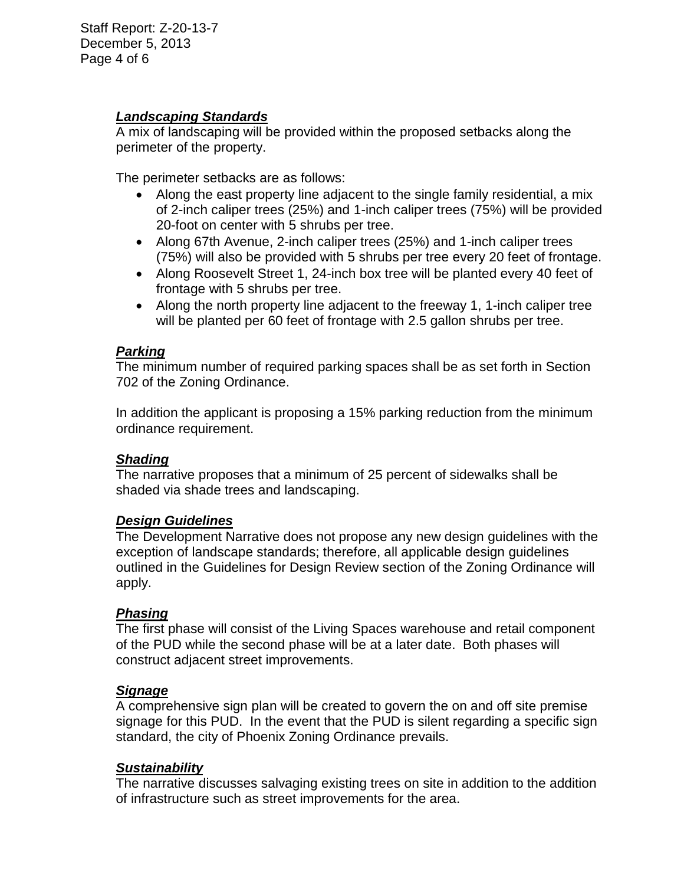***Landscaping Standards***

A mix of landscaping will be provided within the proposed setbacks along the perimeter of the property.

The perimeter setbacks are as follows:

- Along the east property line adjacent to the single family residential, a mix of 2-inch caliper trees (25%) and 1-inch caliper trees (75%) will be provided 20-foot on center with 5 shrubs per tree.
- Along 67th Avenue, 2-inch caliper trees (25%) and 1-inch caliper trees (75%) will also be provided with 5 shrubs per tree every 20 feet of frontage.
- Along Roosevelt Street 1, 24-inch box tree will be planted every 40 feet of frontage with 5 shrubs per tree.
- Along the north property line adjacent to the freeway 1, 1-inch caliper tree will be planted per 60 feet of frontage with 2.5 gallon shrubs per tree.

***Parking***

The minimum number of required parking spaces shall be as set forth in Section 702 of the Zoning Ordinance.

In addition the applicant is proposing a 15% parking reduction from the minimum ordinance requirement.

***Shading***

The narrative proposes that a minimum of 25 percent of sidewalks shall be shaded via shade trees and landscaping.

***Design Guidelines***

The Development Narrative does not propose any new design guidelines with the exception of landscape standards; therefore, all applicable design guidelines outlined in the Guidelines for Design Review section of the Zoning Ordinance will apply.

***Phasing***

The first phase will consist of the Living Spaces warehouse and retail component of the PUD while the second phase will be at a later date. Both phases will construct adjacent street improvements.

***Signage***

A comprehensive sign plan will be created to govern the on and off site premise signage for this PUD. In the event that the PUD is silent regarding a specific sign standard, the city of Phoenix Zoning Ordinance prevails.

***Sustainability***

The narrative discusses salvaging existing trees on site in addition to the addition of infrastructure such as street improvements for the area.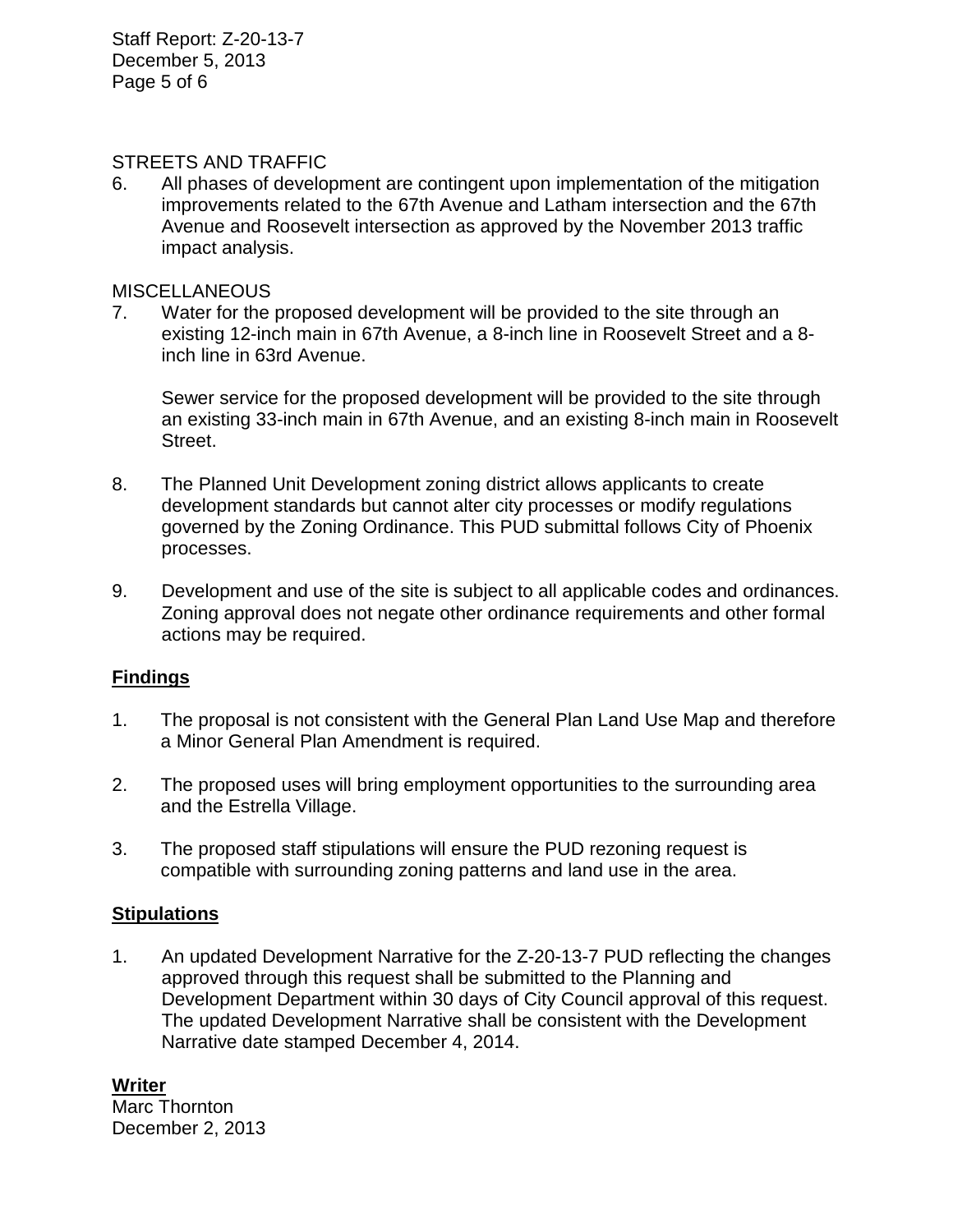STREETS AND TRAFFIC

6. All phases of development are contingent upon implementation of the mitigation improvements related to the 67th Avenue and Latham intersection and the 67th Avenue and Roosevelt intersection as approved by the November 2013 traffic impact analysis.

MISCELLANEOUS

7. Water for the proposed development will be provided to the site through an existing 12-inch main in 67th Avenue, a 8-inch line in Roosevelt Street and a 8-inch line in 63rd Avenue.

   Sewer service for the proposed development will be provided to the site through an existing 33-inch main in 67th Avenue, and an existing 8-inch main in Roosevelt Street.

8. The Planned Unit Development zoning district allows applicants to create development standards but cannot alter city processes or modify regulations governed by the Zoning Ordinance. This PUD submittal follows City of Phoenix processes.

9. Development and use of the site is subject to all applicable codes and ordinances. Zoning approval does not negate other ordinance requirements and other formal actions may be required.

## Findings

1. The proposal is not consistent with the General Plan Land Use Map and therefore a Minor General Plan Amendment is required.

2. The proposed uses will bring employment opportunities to the surrounding area and the Estrella Village.

3. The proposed staff stipulations will ensure the PUD rezoning request is compatible with surrounding zoning patterns and land use in the area.

## Stipulations

1. An updated Development Narrative for the Z-20-13-7 PUD reflecting the changes approved through this request shall be submitted to the Planning and Development Department within 30 days of City Council approval of this request. The updated Development Narrative shall be consistent with the Development Narrative date stamped December 4, 2014.

## Writer

Marc Thornton
December 2, 2013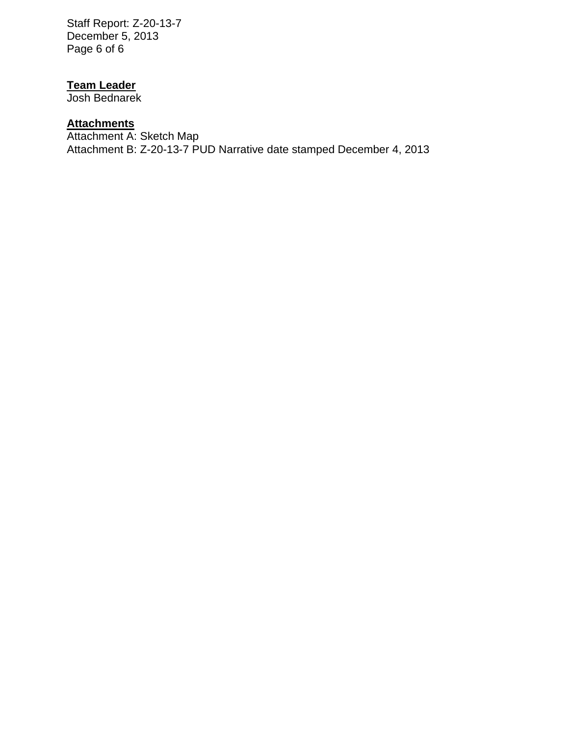**Team Leader**
Josh Bednarek

**Attachments**
Attachment A: Sketch Map
Attachment B: Z-20-13-7 PUD Narrative date stamped December 4, 2013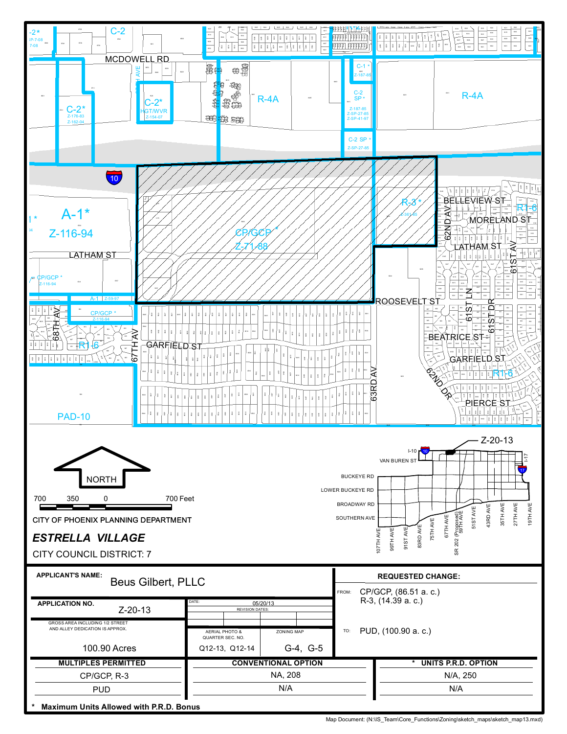MCDOWELL RD

C-2

C-2*
Z-176-83
Z-162-04

C-2*
HGT/WVR
Z-154-07

R-4A

C-1 *
Z-187-85

C-2 SP *
Z-187-85
Z-SP-27-85
Z-SP-41-97

C-2 SP *
Z-SP-27-85

R-4A

10

A-1*
Z-116-94

LATHAM ST

CP/GCP *
Z-116-94

A-1 Z-59-97

CP/GCP *
Z-116-94

CP/GCP *
Z-71-88

R-3 *
Z-361-85

BELLEVIEW ST

MORELAND ST

LATHAM ST

R1-6

62ND AV

61ST AV

ROOSEVELT ST

61ST LN

61ST DR

BEATRICE ST

GARFIELD ST

68TH AV

67TH AV

R1-6

GARFIELD ST

63RD AV

62ND DR

R1-6

PIERCE ST

PAD-10

Z-20-13

I-10

VAN BUREN ST

I-17

BUCKEYE RD

LOWER BUCKEYE RD

BROADWAY RD

SOUTHERN AVE

107TH AVE, 99TH AVE, 91ST AVE, 83RD AVE, 75TH AVE, 67TH AVE, SR 202 (Proposed) 59TH AVE, 51ST AVE, 43RD AVE, 35TH AVE, 27TH AVE, 19TH AVE

NORTH

700 350 0 700 Feet

CITY OF PHOENIX PLANNING DEPARTMENT

***ESTRELLA VILLAGE***

CITY COUNCIL DISTRICT: 7

| | | | |
|---|---|---|---|
| **APPLICANT'S NAME:** Beus Gilbert, PLLC | | | **REQUESTED CHANGE:** |
| **APPLICATION NO.** Z-20-13 | DATE: 05/20/13 REVISION DATES: | | FROM: CP/GCP, (86.51 a. c.) R-3, (14.39 a. c.) |
| GROSS AREA INCLUDING 1/2 STREET AND ALLEY DEDICATION IS APPROX. 100.90 Acres | AERIAL PHOTO & QUARTER SEC. NO. Q12-13, Q12-14 | ZONING MAP G-4, G-5 | TO: PUD, (100.90 a. c.) |

| MULTIPLES PERMITTED | CONVENTIONAL OPTION | * UNITS P.R.D. OPTION |
|---|---|---|
| CP/GCP, R-3 | NA, 208 | N/A, 250 |
| PUD | N/A | N/A |

**\* Maximum Units Allowed with P.R.D. Bonus**

Map Document: (N:\IS_Team\Core_Functions\Zoning\sketch_maps\sketch_map13.mxd)